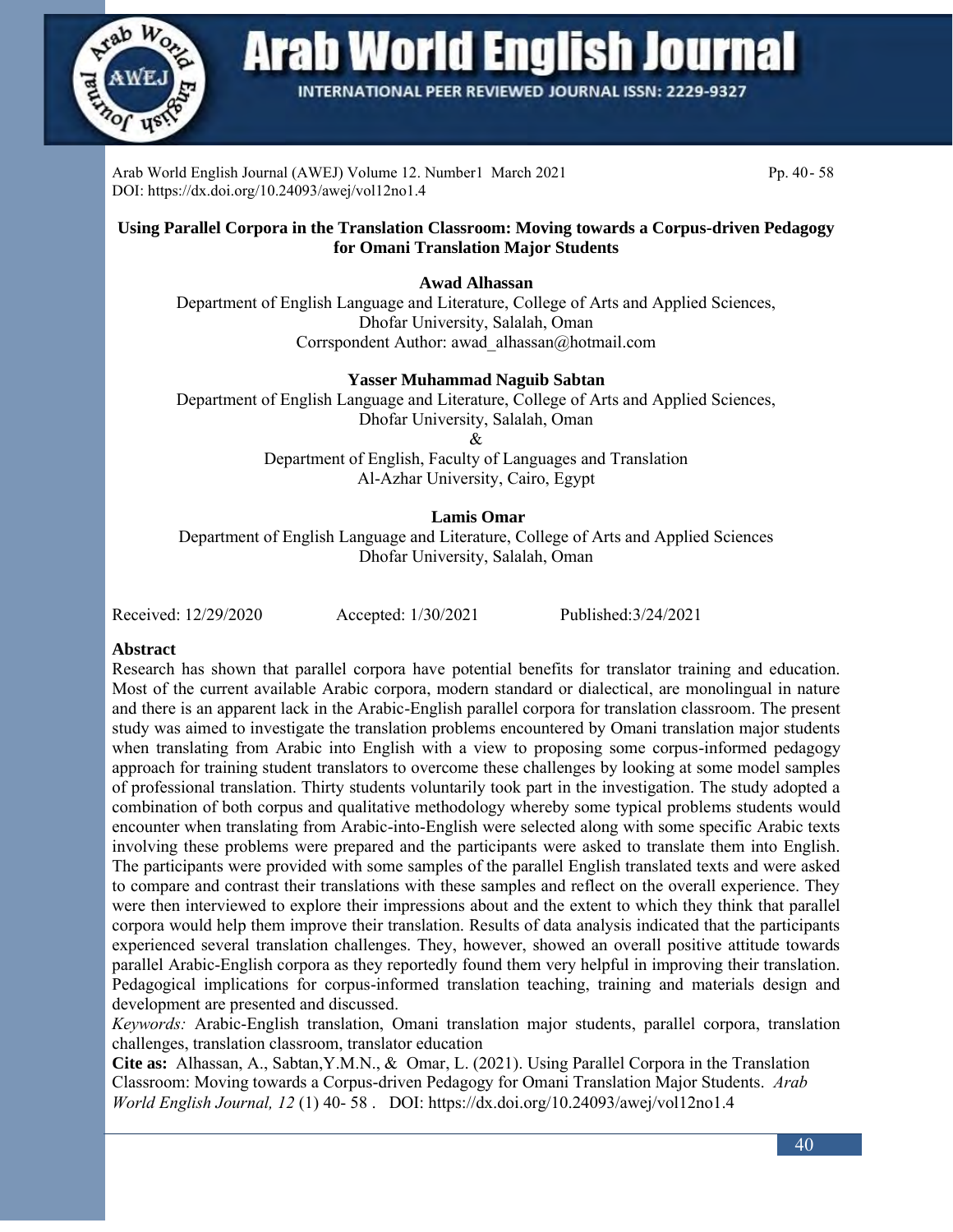Arab World English Journal (AWEJ) Volume 12. Number1 March 2021 Pp. 40- 58
DOI: https://dx.doi.org/10.24093/awej/vol12no1.4

# Using Parallel Corpora in the Translation Classroom: Moving towards a Corpus-driven Pedagogy for Omani Translation Major Students

**Awad Alhassan**
Department of English Language and Literature, College of Arts and Applied Sciences,
Dhofar University, Salalah, Oman
Corrspondent Author: awad_alhassan@hotmail.com

**Yasser Muhammad Naguib Sabtan**
Department of English Language and Literature, College of Arts and Applied Sciences,
Dhofar University, Salalah, Oman
&
Department of English, Faculty of Languages and Translation
Al-Azhar University, Cairo, Egypt

**Lamis Omar**
Department of English Language and Literature, College of Arts and Applied Sciences
Dhofar University, Salalah, Oman

Received: 12/29/2020 Accepted: 1/30/2021 Published:3/24/2021

## Abstract

Research has shown that parallel corpora have potential benefits for translator training and education. Most of the current available Arabic corpora, modern standard or dialectical, are monolingual in nature and there is an apparent lack in the Arabic-English parallel corpora for translation classroom. The present study was aimed to investigate the translation problems encountered by Omani translation major students when translating from Arabic into English with a view to proposing some corpus-informed pedagogy approach for training student translators to overcome these challenges by looking at some model samples of professional translation. Thirty students voluntarily took part in the investigation. The study adopted a combination of both corpus and qualitative methodology whereby some typical problems students would encounter when translating from Arabic-into-English were selected along with some specific Arabic texts involving these problems were prepared and the participants were asked to translate them into English. The participants were provided with some samples of the parallel English translated texts and were asked to compare and contrast their translations with these samples and reflect on the overall experience. They were then interviewed to explore their impressions about and the extent to which they think that parallel corpora would help them improve their translation. Results of data analysis indicated that the participants experienced several translation challenges. They, however, showed an overall positive attitude towards parallel Arabic-English corpora as they reportedly found them very helpful in improving their translation. Pedagogical implications for corpus-informed translation teaching, training and materials design and development are presented and discussed.

*Keywords:* Arabic-English translation, Omani translation major students, parallel corpora, translation challenges, translation classroom, translator education

**Cite as:** Alhassan, A., Sabtan,Y.M.N., & Omar, L. (2021). Using Parallel Corpora in the Translation Classroom: Moving towards a Corpus-driven Pedagogy for Omani Translation Major Students. *Arab World English Journal, 12* (1) 40- 58 . DOI: https://dx.doi.org/10.24093/awej/vol12no1.4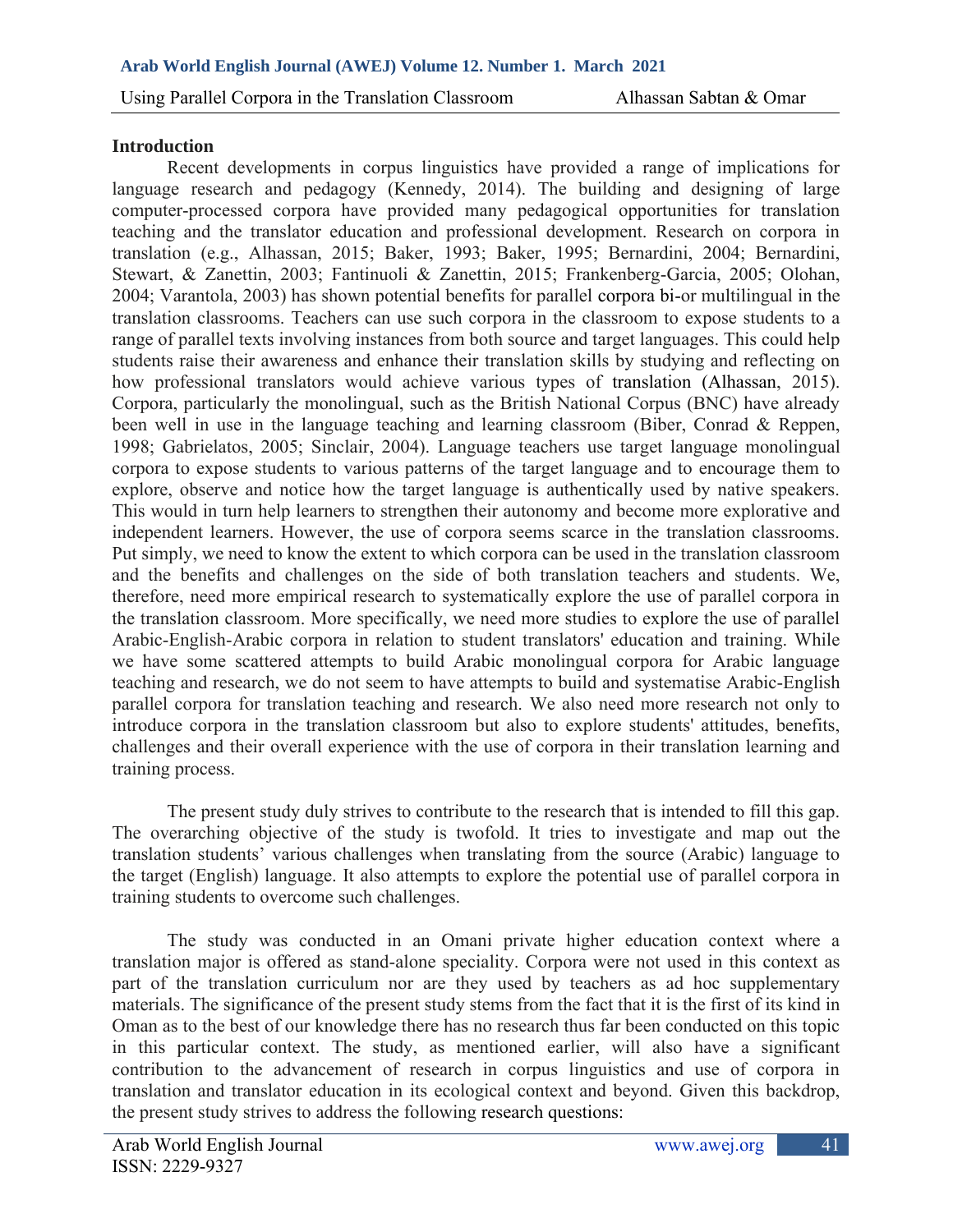## Introduction

Recent developments in corpus linguistics have provided a range of implications for language research and pedagogy (Kennedy, 2014). The building and designing of large computer-processed corpora have provided many pedagogical opportunities for translation teaching and the translator education and professional development. Research on corpora in translation (e.g., Alhassan, 2015; Baker, 1993; Baker, 1995; Bernardini, 2004; Bernardini, Stewart, & Zanettin, 2003; Fantinuoli & Zanettin, 2015; Frankenberg-Garcia, 2005; Olohan, 2004; Varantola, 2003) has shown potential benefits for parallel corpora bi-or multilingual in the translation classrooms. Teachers can use such corpora in the classroom to expose students to a range of parallel texts involving instances from both source and target languages. This could help students raise their awareness and enhance their translation skills by studying and reflecting on how professional translators would achieve various types of translation (Alhassan, 2015). Corpora, particularly the monolingual, such as the British National Corpus (BNC) have already been well in use in the language teaching and learning classroom (Biber, Conrad & Reppen, 1998; Gabrielatos, 2005; Sinclair, 2004). Language teachers use target language monolingual corpora to expose students to various patterns of the target language and to encourage them to explore, observe and notice how the target language is authentically used by native speakers. This would in turn help learners to strengthen their autonomy and become more explorative and independent learners. However, the use of corpora seems scarce in the translation classrooms. Put simply, we need to know the extent to which corpora can be used in the translation classroom and the benefits and challenges on the side of both translation teachers and students. We, therefore, need more empirical research to systematically explore the use of parallel corpora in the translation classroom. More specifically, we need more studies to explore the use of parallel Arabic-English-Arabic corpora in relation to student translators' education and training. While we have some scattered attempts to build Arabic monolingual corpora for Arabic language teaching and research, we do not seem to have attempts to build and systematise Arabic-English parallel corpora for translation teaching and research. We also need more research not only to introduce corpora in the translation classroom but also to explore students' attitudes, benefits, challenges and their overall experience with the use of corpora in their translation learning and training process.

The present study duly strives to contribute to the research that is intended to fill this gap. The overarching objective of the study is twofold. It tries to investigate and map out the translation students' various challenges when translating from the source (Arabic) language to the target (English) language. It also attempts to explore the potential use of parallel corpora in training students to overcome such challenges.

The study was conducted in an Omani private higher education context where a translation major is offered as stand-alone speciality. Corpora were not used in this context as part of the translation curriculum nor are they used by teachers as ad hoc supplementary materials. The significance of the present study stems from the fact that it is the first of its kind in Oman as to the best of our knowledge there has no research thus far been conducted on this topic in this particular context. The study, as mentioned earlier, will also have a significant contribution to the advancement of research in corpus linguistics and use of corpora in translation and translator education in its ecological context and beyond. Given this backdrop, the present study strives to address the following research questions: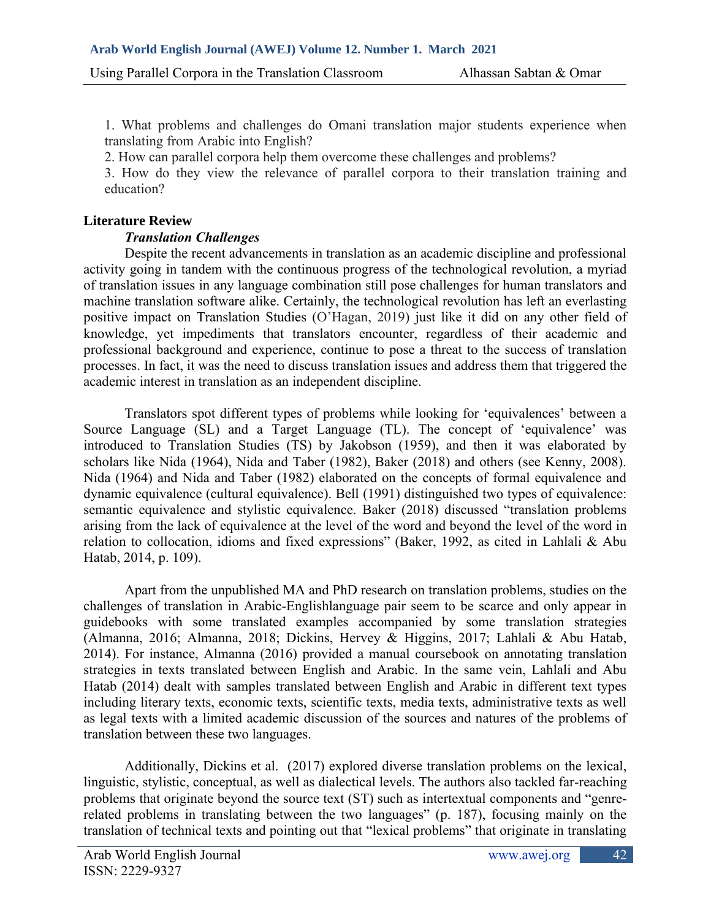1. What problems and challenges do Omani translation major students experience when translating from Arabic into English?
2. How can parallel corpora help them overcome these challenges and problems?
3. How do they view the relevance of parallel corpora to their translation training and education?

## Literature Review

### *Translation Challenges*

Despite the recent advancements in translation as an academic discipline and professional activity going in tandem with the continuous progress of the technological revolution, a myriad of translation issues in any language combination still pose challenges for human translators and machine translation software alike. Certainly, the technological revolution has left an everlasting positive impact on Translation Studies (O'Hagan, 2019) just like it did on any other field of knowledge, yet impediments that translators encounter, regardless of their academic and professional background and experience, continue to pose a threat to the success of translation processes. In fact, it was the need to discuss translation issues and address them that triggered the academic interest in translation as an independent discipline.

Translators spot different types of problems while looking for 'equivalences' between a Source Language (SL) and a Target Language (TL). The concept of 'equivalence' was introduced to Translation Studies (TS) by Jakobson (1959), and then it was elaborated by scholars like Nida (1964), Nida and Taber (1982), Baker (2018) and others (see Kenny, 2008). Nida (1964) and Nida and Taber (1982) elaborated on the concepts of formal equivalence and dynamic equivalence (cultural equivalence). Bell (1991) distinguished two types of equivalence: semantic equivalence and stylistic equivalence. Baker (2018) discussed "translation problems arising from the lack of equivalence at the level of the word and beyond the level of the word in relation to collocation, idioms and fixed expressions" (Baker, 1992, as cited in Lahlali & Abu Hatab, 2014, p. 109).

Apart from the unpublished MA and PhD research on translation problems, studies on the challenges of translation in Arabic-Englishlanguage pair seem to be scarce and only appear in guidebooks with some translated examples accompanied by some translation strategies (Almanna, 2016; Almanna, 2018; Dickins, Hervey & Higgins, 2017; Lahlali & Abu Hatab, 2014). For instance, Almanna (2016) provided a manual coursebook on annotating translation strategies in texts translated between English and Arabic. In the same vein, Lahlali and Abu Hatab (2014) dealt with samples translated between English and Arabic in different text types including literary texts, economic texts, scientific texts, media texts, administrative texts as well as legal texts with a limited academic discussion of the sources and natures of the problems of translation between these two languages.

Additionally, Dickins et al. (2017) explored diverse translation problems on the lexical, linguistic, stylistic, conceptual, as well as dialectical levels. The authors also tackled far-reaching problems that originate beyond the source text (ST) such as intertextual components and "genre-related problems in translating between the two languages" (p. 187), focusing mainly on the translation of technical texts and pointing out that "lexical problems" that originate in translating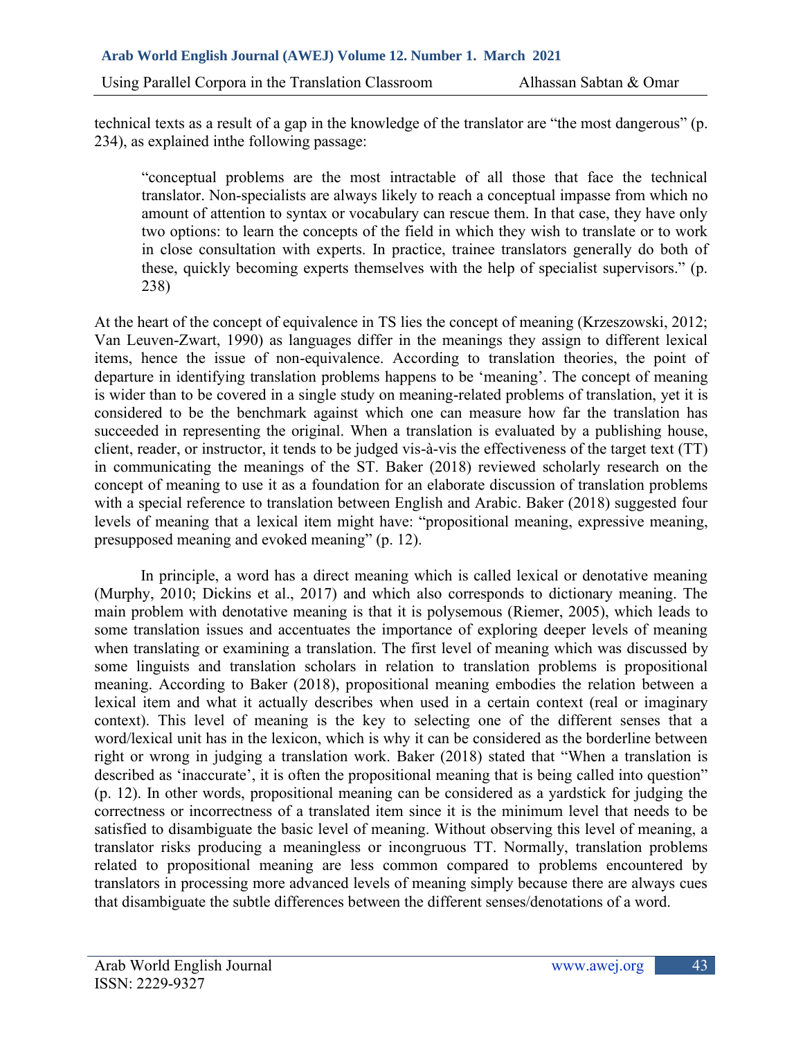technical texts as a result of a gap in the knowledge of the translator are “the most dangerous” (p. 234), as explained inthe following passage:

> “conceptual problems are the most intractable of all those that face the technical translator. Non-specialists are always likely to reach a conceptual impasse from which no amount of attention to syntax or vocabulary can rescue them. In that case, they have only two options: to learn the concepts of the field in which they wish to translate or to work in close consultation with experts. In practice, trainee translators generally do both of these, quickly becoming experts themselves with the help of specialist supervisors.” (p. 238)

At the heart of the concept of equivalence in TS lies the concept of meaning (Krzeszowski, 2012; Van Leuven-Zwart, 1990) as languages differ in the meanings they assign to different lexical items, hence the issue of non-equivalence. According to translation theories, the point of departure in identifying translation problems happens to be ‘meaning’. The concept of meaning is wider than to be covered in a single study on meaning-related problems of translation, yet it is considered to be the benchmark against which one can measure how far the translation has succeeded in representing the original. When a translation is evaluated by a publishing house, client, reader, or instructor, it tends to be judged vis-à-vis the effectiveness of the target text (TT) in communicating the meanings of the ST. Baker (2018) reviewed scholarly research on the concept of meaning to use it as a foundation for an elaborate discussion of translation problems with a special reference to translation between English and Arabic. Baker (2018) suggested four levels of meaning that a lexical item might have: “propositional meaning, expressive meaning, presupposed meaning and evoked meaning” (p. 12).

In principle, a word has a direct meaning which is called lexical or denotative meaning (Murphy, 2010; Dickins et al., 2017) and which also corresponds to dictionary meaning. The main problem with denotative meaning is that it is polysemous (Riemer, 2005), which leads to some translation issues and accentuates the importance of exploring deeper levels of meaning when translating or examining a translation. The first level of meaning which was discussed by some linguists and translation scholars in relation to translation problems is propositional meaning. According to Baker (2018), propositional meaning embodies the relation between a lexical item and what it actually describes when used in a certain context (real or imaginary context). This level of meaning is the key to selecting one of the different senses that a word/lexical unit has in the lexicon, which is why it can be considered as the borderline between right or wrong in judging a translation work. Baker (2018) stated that “When a translation is described as ‘inaccurate’, it is often the propositional meaning that is being called into question” (p. 12). In other words, propositional meaning can be considered as a yardstick for judging the correctness or incorrectness of a translated item since it is the minimum level that needs to be satisfied to disambiguate the basic level of meaning. Without observing this level of meaning, a translator risks producing a meaningless or incongruous TT. Normally, translation problems related to propositional meaning are less common compared to problems encountered by translators in processing more advanced levels of meaning simply because there are always cues that disambiguate the subtle differences between the different senses/denotations of a word.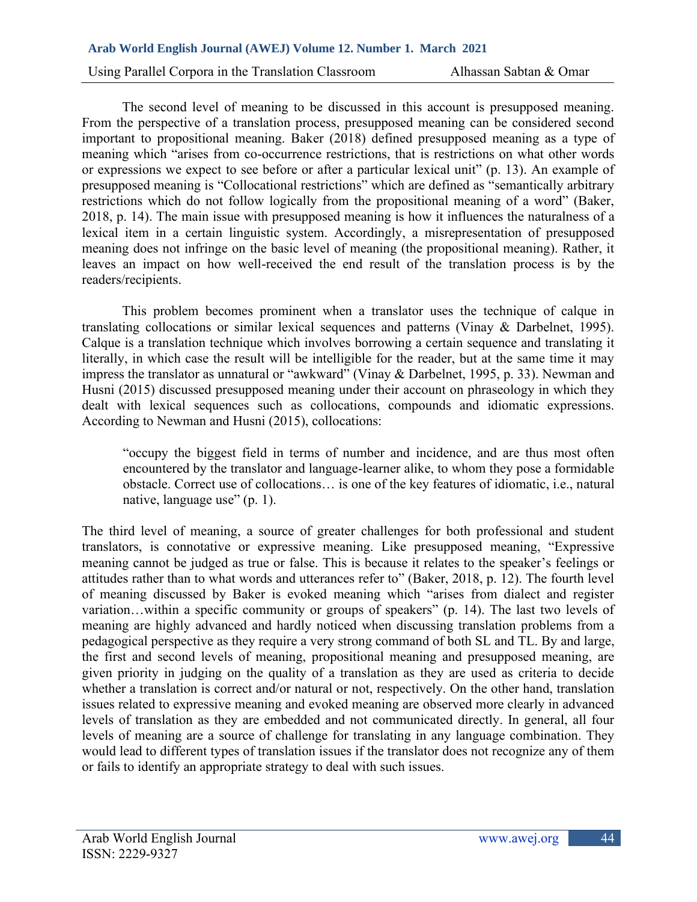The second level of meaning to be discussed in this account is presupposed meaning. From the perspective of a translation process, presupposed meaning can be considered second important to propositional meaning. Baker (2018) defined presupposed meaning as a type of meaning which "arises from co-occurrence restrictions, that is restrictions on what other words or expressions we expect to see before or after a particular lexical unit" (p. 13). An example of presupposed meaning is "Collocational restrictions" which are defined as "semantically arbitrary restrictions which do not follow logically from the propositional meaning of a word" (Baker, 2018, p. 14). The main issue with presupposed meaning is how it influences the naturalness of a lexical item in a certain linguistic system. Accordingly, a misrepresentation of presupposed meaning does not infringe on the basic level of meaning (the propositional meaning). Rather, it leaves an impact on how well-received the end result of the translation process is by the readers/recipients.

This problem becomes prominent when a translator uses the technique of calque in translating collocations or similar lexical sequences and patterns (Vinay & Darbelnet, 1995). Calque is a translation technique which involves borrowing a certain sequence and translating it literally, in which case the result will be intelligible for the reader, but at the same time it may impress the translator as unnatural or "awkward" (Vinay & Darbelnet, 1995, p. 33). Newman and Husni (2015) discussed presupposed meaning under their account on phraseology in which they dealt with lexical sequences such as collocations, compounds and idiomatic expressions. According to Newman and Husni (2015), collocations:

> "occupy the biggest field in terms of number and incidence, and are thus most often encountered by the translator and language-learner alike, to whom they pose a formidable obstacle. Correct use of collocations… is one of the key features of idiomatic, i.e., natural native, language use" (p. 1).

The third level of meaning, a source of greater challenges for both professional and student translators, is connotative or expressive meaning. Like presupposed meaning, "Expressive meaning cannot be judged as true or false. This is because it relates to the speaker's feelings or attitudes rather than to what words and utterances refer to" (Baker, 2018, p. 12). The fourth level of meaning discussed by Baker is evoked meaning which "arises from dialect and register variation…within a specific community or groups of speakers" (p. 14). The last two levels of meaning are highly advanced and hardly noticed when discussing translation problems from a pedagogical perspective as they require a very strong command of both SL and TL. By and large, the first and second levels of meaning, propositional meaning and presupposed meaning, are given priority in judging on the quality of a translation as they are used as criteria to decide whether a translation is correct and/or natural or not, respectively. On the other hand, translation issues related to expressive meaning and evoked meaning are observed more clearly in advanced levels of translation as they are embedded and not communicated directly. In general, all four levels of meaning are a source of challenge for translating in any language combination. They would lead to different types of translation issues if the translator does not recognize any of them or fails to identify an appropriate strategy to deal with such issues.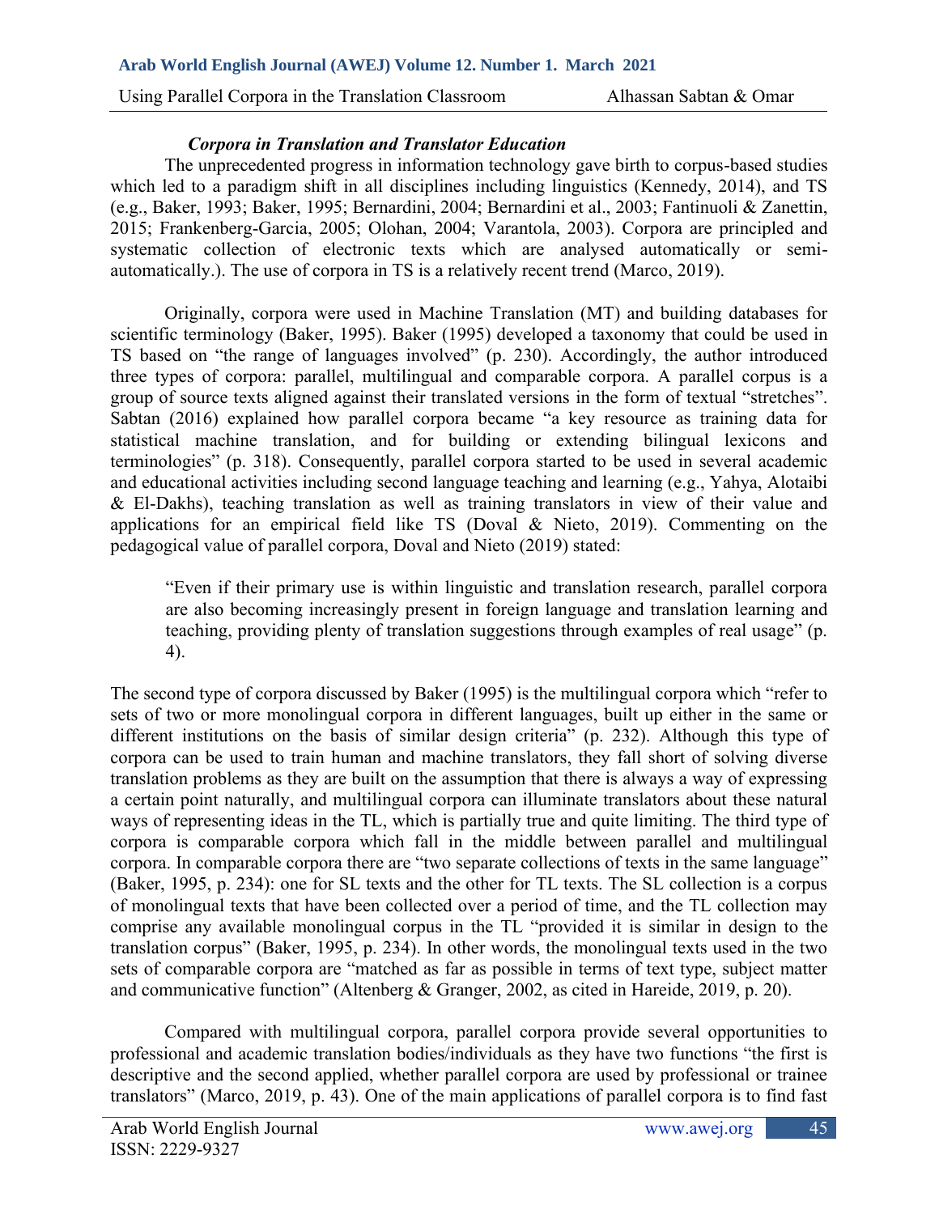### *Corpora in Translation and Translator Education*

The unprecedented progress in information technology gave birth to corpus-based studies which led to a paradigm shift in all disciplines including linguistics (Kennedy, 2014), and TS (e.g., Baker, 1993; Baker, 1995; Bernardini, 2004; Bernardini et al., 2003; Fantinuoli & Zanettin, 2015; Frankenberg-Garcia, 2005; Olohan, 2004; Varantola, 2003). Corpora are principled and systematic collection of electronic texts which are analysed automatically or semi-automatically.). The use of corpora in TS is a relatively recent trend (Marco, 2019).

Originally, corpora were used in Machine Translation (MT) and building databases for scientific terminology (Baker, 1995). Baker (1995) developed a taxonomy that could be used in TS based on "the range of languages involved" (p. 230). Accordingly, the author introduced three types of corpora: parallel, multilingual and comparable corpora. A parallel corpus is a group of source texts aligned against their translated versions in the form of textual "stretches". Sabtan (2016) explained how parallel corpora became "a key resource as training data for statistical machine translation, and for building or extending bilingual lexicons and terminologies" (p. 318). Consequently, parallel corpora started to be used in several academic and educational activities including second language teaching and learning (e.g., Yahya, Alotaibi & El-Dakhs), teaching translation as well as training translators in view of their value and applications for an empirical field like TS (Doval & Nieto, 2019). Commenting on the pedagogical value of parallel corpora, Doval and Nieto (2019) stated:

> "Even if their primary use is within linguistic and translation research, parallel corpora are also becoming increasingly present in foreign language and translation learning and teaching, providing plenty of translation suggestions through examples of real usage" (p. 4).

The second type of corpora discussed by Baker (1995) is the multilingual corpora which "refer to sets of two or more monolingual corpora in different languages, built up either in the same or different institutions on the basis of similar design criteria" (p. 232). Although this type of corpora can be used to train human and machine translators, they fall short of solving diverse translation problems as they are built on the assumption that there is always a way of expressing a certain point naturally, and multilingual corpora can illuminate translators about these natural ways of representing ideas in the TL, which is partially true and quite limiting. The third type of corpora is comparable corpora which fall in the middle between parallel and multilingual corpora. In comparable corpora there are "two separate collections of texts in the same language" (Baker, 1995, p. 234): one for SL texts and the other for TL texts. The SL collection is a corpus of monolingual texts that have been collected over a period of time, and the TL collection may comprise any available monolingual corpus in the TL "provided it is similar in design to the translation corpus" (Baker, 1995, p. 234). In other words, the monolingual texts used in the two sets of comparable corpora are "matched as far as possible in terms of text type, subject matter and communicative function" (Altenberg & Granger, 2002, as cited in Hareide, 2019, p. 20).

Compared with multilingual corpora, parallel corpora provide several opportunities to professional and academic translation bodies/individuals as they have two functions "the first is descriptive and the second applied, whether parallel corpora are used by professional or trainee translators" (Marco, 2019, p. 43). One of the main applications of parallel corpora is to find fast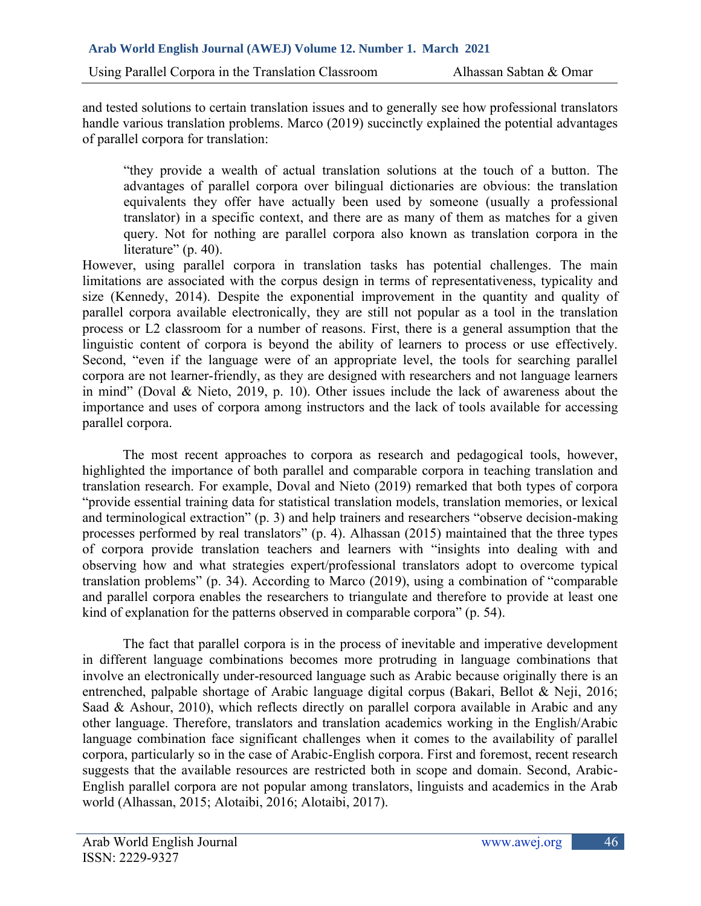and tested solutions to certain translation issues and to generally see how professional translators handle various translation problems. Marco (2019) succinctly explained the potential advantages of parallel corpora for translation:

> "they provide a wealth of actual translation solutions at the touch of a button. The advantages of parallel corpora over bilingual dictionaries are obvious: the translation equivalents they offer have actually been used by someone (usually a professional translator) in a specific context, and there are as many of them as matches for a given query. Not for nothing are parallel corpora also known as translation corpora in the literature" (p. 40).

However, using parallel corpora in translation tasks has potential challenges. The main limitations are associated with the corpus design in terms of representativeness, typicality and size (Kennedy, 2014). Despite the exponential improvement in the quantity and quality of parallel corpora available electronically, they are still not popular as a tool in the translation process or L2 classroom for a number of reasons. First, there is a general assumption that the linguistic content of corpora is beyond the ability of learners to process or use effectively. Second, "even if the language were of an appropriate level, the tools for searching parallel corpora are not learner-friendly, as they are designed with researchers and not language learners in mind" (Doval & Nieto, 2019, p. 10). Other issues include the lack of awareness about the importance and uses of corpora among instructors and the lack of tools available for accessing parallel corpora.

The most recent approaches to corpora as research and pedagogical tools, however, highlighted the importance of both parallel and comparable corpora in teaching translation and translation research. For example, Doval and Nieto (2019) remarked that both types of corpora "provide essential training data for statistical translation models, translation memories, or lexical and terminological extraction" (p. 3) and help trainers and researchers "observe decision-making processes performed by real translators" (p. 4). Alhassan (2015) maintained that the three types of corpora provide translation teachers and learners with "insights into dealing with and observing how and what strategies expert/professional translators adopt to overcome typical translation problems" (p. 34). According to Marco (2019), using a combination of "comparable and parallel corpora enables the researchers to triangulate and therefore to provide at least one kind of explanation for the patterns observed in comparable corpora" (p. 54).

The fact that parallel corpora is in the process of inevitable and imperative development in different language combinations becomes more protruding in language combinations that involve an electronically under-resourced language such as Arabic because originally there is an entrenched, palpable shortage of Arabic language digital corpus (Bakari, Bellot & Neji, 2016; Saad & Ashour, 2010), which reflects directly on parallel corpora available in Arabic and any other language. Therefore, translators and translation academics working in the English/Arabic language combination face significant challenges when it comes to the availability of parallel corpora, particularly so in the case of Arabic-English corpora. First and foremost, recent research suggests that the available resources are restricted both in scope and domain. Second, Arabic-English parallel corpora are not popular among translators, linguists and academics in the Arab world (Alhassan, 2015; Alotaibi, 2016; Alotaibi, 2017).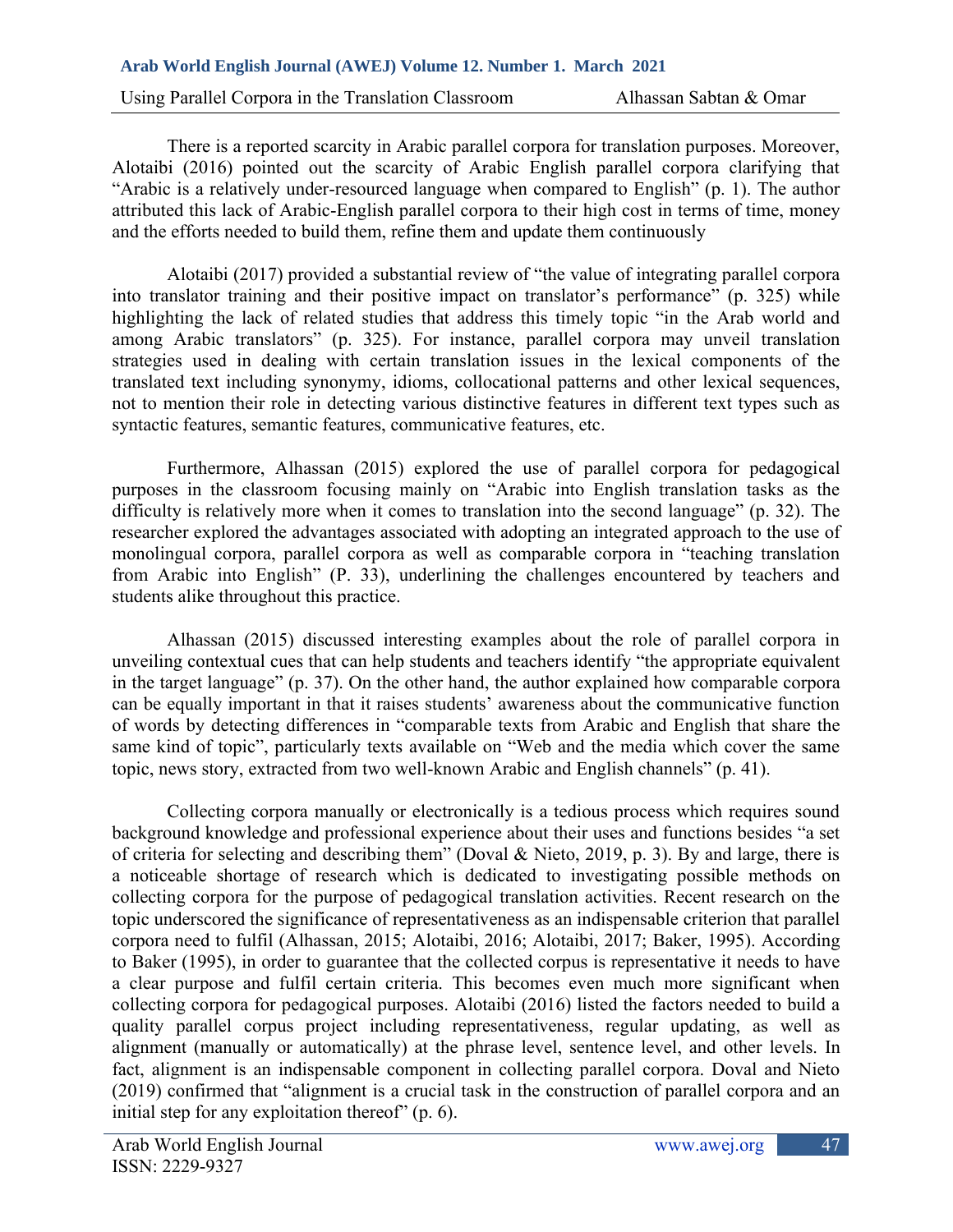There is a reported scarcity in Arabic parallel corpora for translation purposes. Moreover, Alotaibi (2016) pointed out the scarcity of Arabic English parallel corpora clarifying that "Arabic is a relatively under-resourced language when compared to English" (p. 1). The author attributed this lack of Arabic-English parallel corpora to their high cost in terms of time, money and the efforts needed to build them, refine them and update them continuously

Alotaibi (2017) provided a substantial review of "the value of integrating parallel corpora into translator training and their positive impact on translator's performance" (p. 325) while highlighting the lack of related studies that address this timely topic "in the Arab world and among Arabic translators" (p. 325). For instance, parallel corpora may unveil translation strategies used in dealing with certain translation issues in the lexical components of the translated text including synonymy, idioms, collocational patterns and other lexical sequences, not to mention their role in detecting various distinctive features in different text types such as syntactic features, semantic features, communicative features, etc.

Furthermore, Alhassan (2015) explored the use of parallel corpora for pedagogical purposes in the classroom focusing mainly on "Arabic into English translation tasks as the difficulty is relatively more when it comes to translation into the second language" (p. 32). The researcher explored the advantages associated with adopting an integrated approach to the use of monolingual corpora, parallel corpora as well as comparable corpora in "teaching translation from Arabic into English" (P. 33), underlining the challenges encountered by teachers and students alike throughout this practice.

Alhassan (2015) discussed interesting examples about the role of parallel corpora in unveiling contextual cues that can help students and teachers identify "the appropriate equivalent in the target language" (p. 37). On the other hand, the author explained how comparable corpora can be equally important in that it raises students' awareness about the communicative function of words by detecting differences in "comparable texts from Arabic and English that share the same kind of topic", particularly texts available on "Web and the media which cover the same topic, news story, extracted from two well-known Arabic and English channels" (p. 41).

Collecting corpora manually or electronically is a tedious process which requires sound background knowledge and professional experience about their uses and functions besides "a set of criteria for selecting and describing them" (Doval & Nieto, 2019, p. 3). By and large, there is a noticeable shortage of research which is dedicated to investigating possible methods on collecting corpora for the purpose of pedagogical translation activities. Recent research on the topic underscored the significance of representativeness as an indispensable criterion that parallel corpora need to fulfil (Alhassan, 2015; Alotaibi, 2016; Alotaibi, 2017; Baker, 1995). According to Baker (1995), in order to guarantee that the collected corpus is representative it needs to have a clear purpose and fulfil certain criteria. This becomes even much more significant when collecting corpora for pedagogical purposes. Alotaibi (2016) listed the factors needed to build a quality parallel corpus project including representativeness, regular updating, as well as alignment (manually or automatically) at the phrase level, sentence level, and other levels. In fact, alignment is an indispensable component in collecting parallel corpora. Doval and Nieto (2019) confirmed that "alignment is a crucial task in the construction of parallel corpora and an initial step for any exploitation thereof" (p. 6).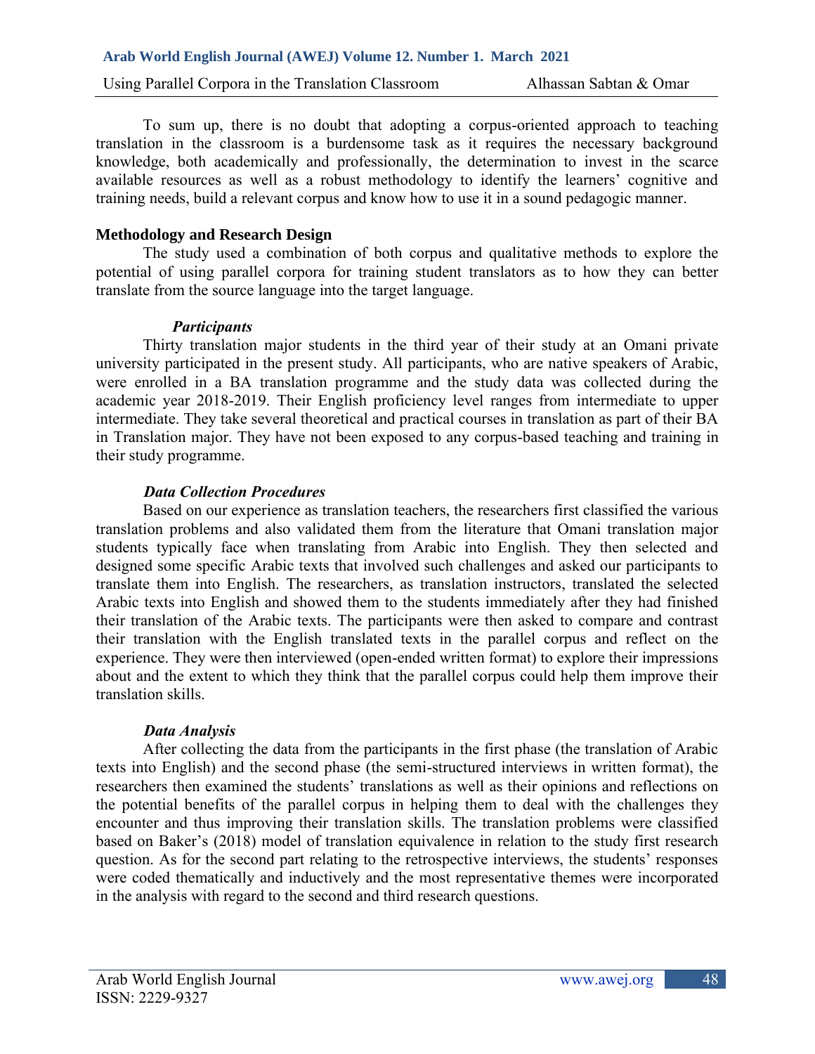To sum up, there is no doubt that adopting a corpus-oriented approach to teaching translation in the classroom is a burdensome task as it requires the necessary background knowledge, both academically and professionally, the determination to invest in the scarce available resources as well as a robust methodology to identify the learners' cognitive and training needs, build a relevant corpus and know how to use it in a sound pedagogic manner.

## Methodology and Research Design

The study used a combination of both corpus and qualitative methods to explore the potential of using parallel corpora for training student translators as to how they can better translate from the source language into the target language.

### *Participants*

Thirty translation major students in the third year of their study at an Omani private university participated in the present study. All participants, who are native speakers of Arabic, were enrolled in a BA translation programme and the study data was collected during the academic year 2018-2019. Their English proficiency level ranges from intermediate to upper intermediate. They take several theoretical and practical courses in translation as part of their BA in Translation major. They have not been exposed to any corpus-based teaching and training in their study programme.

### *Data Collection Procedures*

Based on our experience as translation teachers, the researchers first classified the various translation problems and also validated them from the literature that Omani translation major students typically face when translating from Arabic into English. They then selected and designed some specific Arabic texts that involved such challenges and asked our participants to translate them into English. The researchers, as translation instructors, translated the selected Arabic texts into English and showed them to the students immediately after they had finished their translation of the Arabic texts. The participants were then asked to compare and contrast their translation with the English translated texts in the parallel corpus and reflect on the experience. They were then interviewed (open-ended written format) to explore their impressions about and the extent to which they think that the parallel corpus could help them improve their translation skills.

### *Data Analysis*

After collecting the data from the participants in the first phase (the translation of Arabic texts into English) and the second phase (the semi-structured interviews in written format), the researchers then examined the students' translations as well as their opinions and reflections on the potential benefits of the parallel corpus in helping them to deal with the challenges they encounter and thus improving their translation skills. The translation problems were classified based on Baker's (2018) model of translation equivalence in relation to the study first research question. As for the second part relating to the retrospective interviews, the students' responses were coded thematically and inductively and the most representative themes were incorporated in the analysis with regard to the second and third research questions.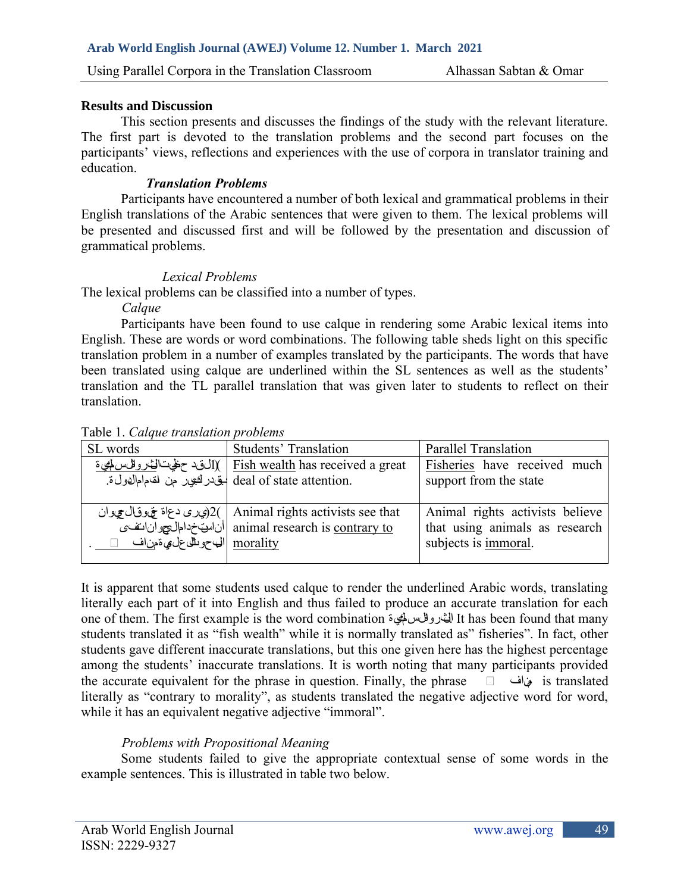## Results and Discussion

This section presents and discusses the findings of the study with the relevant literature. The first part is devoted to the translation problems and the second part focuses on the participants' views, reflections and experiences with the use of corpora in translator training and education.

### *Translation Problems*

Participants have encountered a number of both lexical and grammatical problems in their English translations of the Arabic sentences that were given to them. The lexical problems will be presented and discussed first and will be followed by the presentation and discussion of grammatical problems.

#### *Lexical Problems*

The lexical problems can be classified into a number of types.

*Calque*

Participants have been found to use calque in rendering some Arabic lexical items into English. These are words or word combinations. The following table sheds light on this specific translation problem in a number of examples translated by the participants. The words that have been translated using calque are underlined within the SL sentences as well as the students' translation and the TL parallel translation that was given later to students to reflect on their translation.

Table 1. *Calque translation problems*

| SL words | Students' Translation | Parallel Translation |
|---|---|---|
| 1) لقد حظيت الثروة السمكية بقدر كبير من اهتمام الدولة. | Fish wealth has received a great deal of state attention. | Fisheries have received much support from the state |
| 2) يرى دعاة حقوق الحيوان أن استخدام الحيوانات في البحوث العلمية منافٍ للأخلاق. | Animal rights activists see that animal research is contrary to morality | Animal rights activists believe that using animals as research subjects is immoral. |

It is apparent that some students used calque to render the underlined Arabic words, translating literally each part of it into English and thus failed to produce an accurate translation for each one of them. The first example is the word combination الثروة السمكية It has been found that many students translated it as "fish wealth" while it is normally translated as" fisheries". In fact, other students gave different inaccurate translations, but this one given here has the highest percentage among the students' inaccurate translations. It is worth noting that many participants provided the accurate equivalent for the phrase in question. Finally, the phrase منافٍ للأخلاق is translated literally as "contrary to morality", as students translated the negative adjective word for word, while it has an equivalent negative adjective "immoral".

*Problems with Propositional Meaning*

Some students failed to give the appropriate contextual sense of some words in the example sentences. This is illustrated in table two below.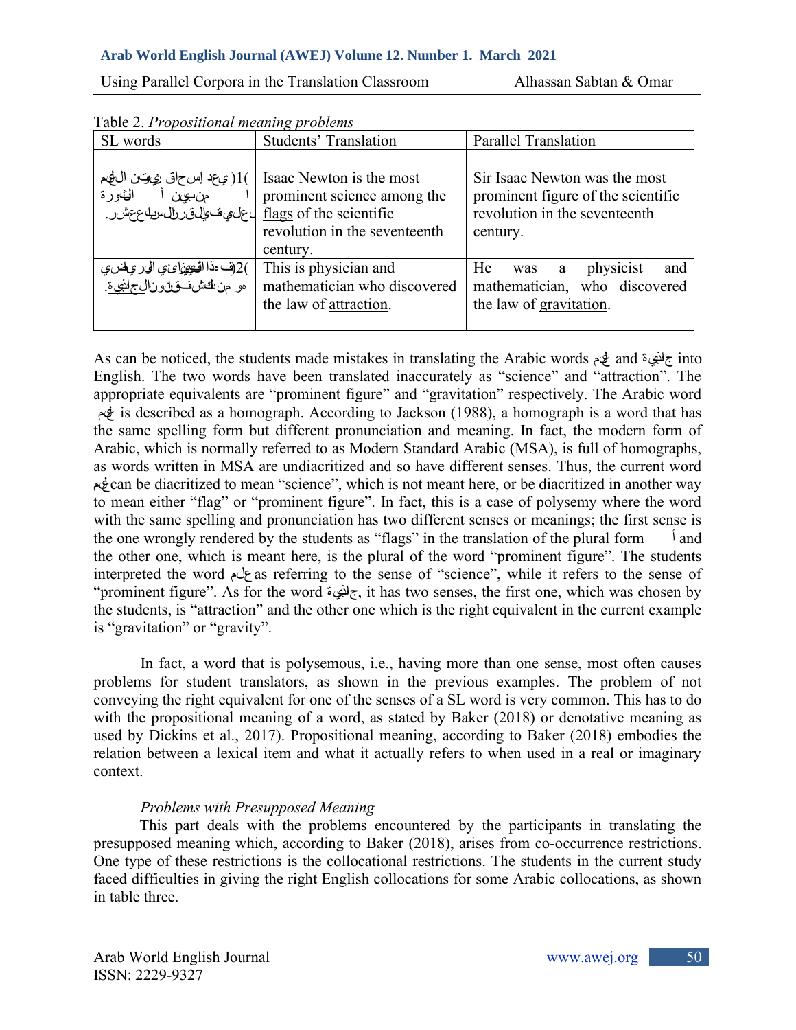Table 2. *Propositional meaning problems*

| SL words | Students' Translation | Parallel Translation |
|---|---|---|
| | | |
| 1) يعد إسحاق نيوتن العلم من بين أعلام الثورة العلمية في القرن السابع عشر. | Isaac Newton is the most prominent science among the flags of the scientific revolution in the seventeenth century. | Sir Isaac Newton was the most prominent figure of the scientific revolution in the seventeenth century. |
| 2) فهذا الفيزيائي والرياضي هو من اكتشف قانون الجاذبية. | This is physician and mathematician who discovered the law of attraction. | He was a physicist and mathematician, who discovered the law of gravitation. |

As can be noticed, the students made mistakes in translating the Arabic words علم and جاذبية into English. The two words have been translated inaccurately as "science" and "attraction". The appropriate equivalents are "prominent figure" and "gravitation" respectively. The Arabic word علم is described as a homograph. According to Jackson (1988), a homograph is a word that has the same spelling form but different pronunciation and meaning. In fact, the modern form of Arabic, which is normally referred to as Modern Standard Arabic (MSA), is full of homographs, as words written in MSA are undiacritized and so have different senses. Thus, the current word علم can be diacritized to mean "science", which is not meant here, or be diacritized in another way to mean either "flag" or "prominent figure". In fact, this is a case of polysemy where the word with the same spelling and pronunciation has two different senses or meanings; the first sense is the one wrongly rendered by the students as "flags" in the translation of the plural form أ and the other one, which is meant here, is the plural of the word "prominent figure". The students interpreted the word علم as referring to the sense of "science", while it refers to the sense of "prominent figure". As for the word جاذبية, it has two senses, the first one, which was chosen by the students, is "attraction" and the other one which is the right equivalent in the current example is "gravitation" or "gravity".

In fact, a word that is polysemous, i.e., having more than one sense, most often causes problems for student translators, as shown in the previous examples. The problem of not conveying the right equivalent for one of the senses of a SL word is very common. This has to do with the propositional meaning of a word, as stated by Baker (2018) or denotative meaning as used by Dickins et al., 2017). Propositional meaning, according to Baker (2018) embodies the relation between a lexical item and what it actually refers to when used in a real or imaginary context.

*Problems with Presupposed Meaning*

This part deals with the problems encountered by the participants in translating the presupposed meaning which, according to Baker (2018), arises from co-occurrence restrictions. One type of these restrictions is the collocational restrictions. The students in the current study faced difficulties in giving the right English collocations for some Arabic collocations, as shown in table three.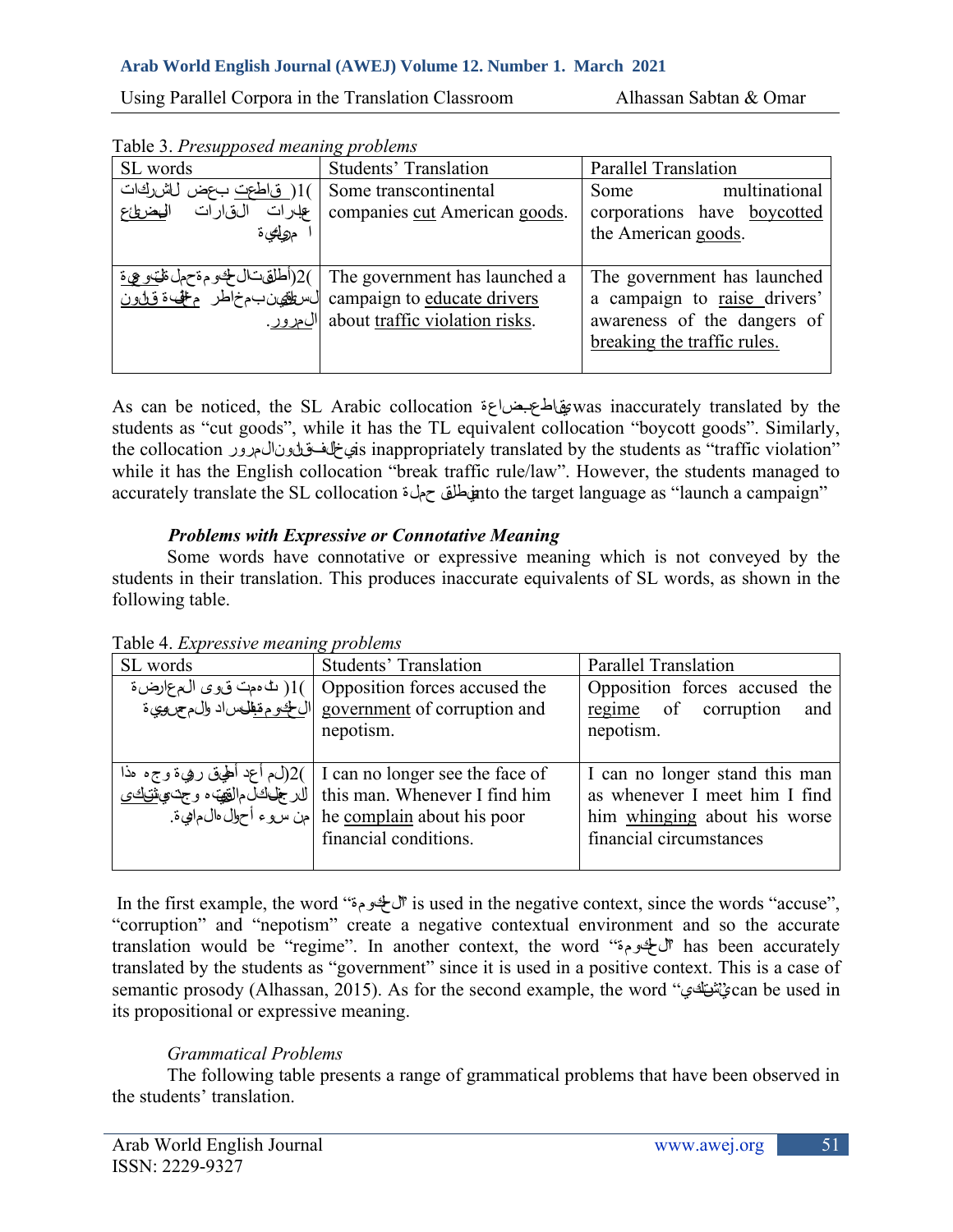Table 3. *Presupposed meaning problems*

| SL words | Students' Translation | Parallel Translation |
| --- | --- | --- |
| 1) قاطعت بعض الشركات عابرات القارات البضائع الأمريكية | Some transcontinental companies cut American goods. | Some multinational corporations have boycotted the American goods. |
| 2) أطلقت الحكومة حملة توعوية للسائقين بمخاطر مخالفة قانون المرور. | The government has launched a campaign to educate drivers about traffic violation risks. | The government has launched a campaign to raise drivers' awareness of the dangers of breaking the traffic rules. |

As can be noticed, the SL Arabic collocation يقاطع بضاعة was inaccurately translated by the students as "cut goods", while it has the TL equivalent collocation "boycott goods". Similarly, the collocation يخالف قانون المرور is inappropriately translated by the students as "traffic violation" while it has the English collocation "break traffic rule/law". However, the students managed to accurately translate the SL collocation يطلق حملة into the target language as "launch a campaign"

***Problems with Expressive or Connotative Meaning***

Some words have connotative or expressive meaning which is not conveyed by the students in their translation. This produces inaccurate equivalents of SL words, as shown in the following table.

Table 4. *Expressive meaning problems*

| SL words | Students' Translation | Parallel Translation |
| --- | --- | --- |
| 1) اتهمت قوى المعارضة الحكومة بالفساد والمحسوبية | Opposition forces accused the government of corruption and nepotism. | Opposition forces accused the regime of corruption and nepotism. |
| 2) لم أعد أطيق رؤية وجه هذا الرجل فكلما التقيته وجدته يشتكي من سوء أحواله المادية. | I can no longer see the face of this man. Whenever I find him he complain about his poor financial conditions. | I can no longer stand this man as whenever I meet him I find him whinging about his worse financial circumstances |

In the first example, the word "الحكومة" is used in the negative context, since the words "accuse", "corruption" and "nepotism" create a negative contextual environment and so the accurate translation would be "regime". In another context, the word "الحكومة" has been accurately translated by the students as "government" since it is used in a positive context. This is a case of semantic prosody (Alhassan, 2015). As for the second example, the word "يشتكي" can be used in its propositional or expressive meaning.

*Grammatical Problems*

The following table presents a range of grammatical problems that have been observed in the students' translation.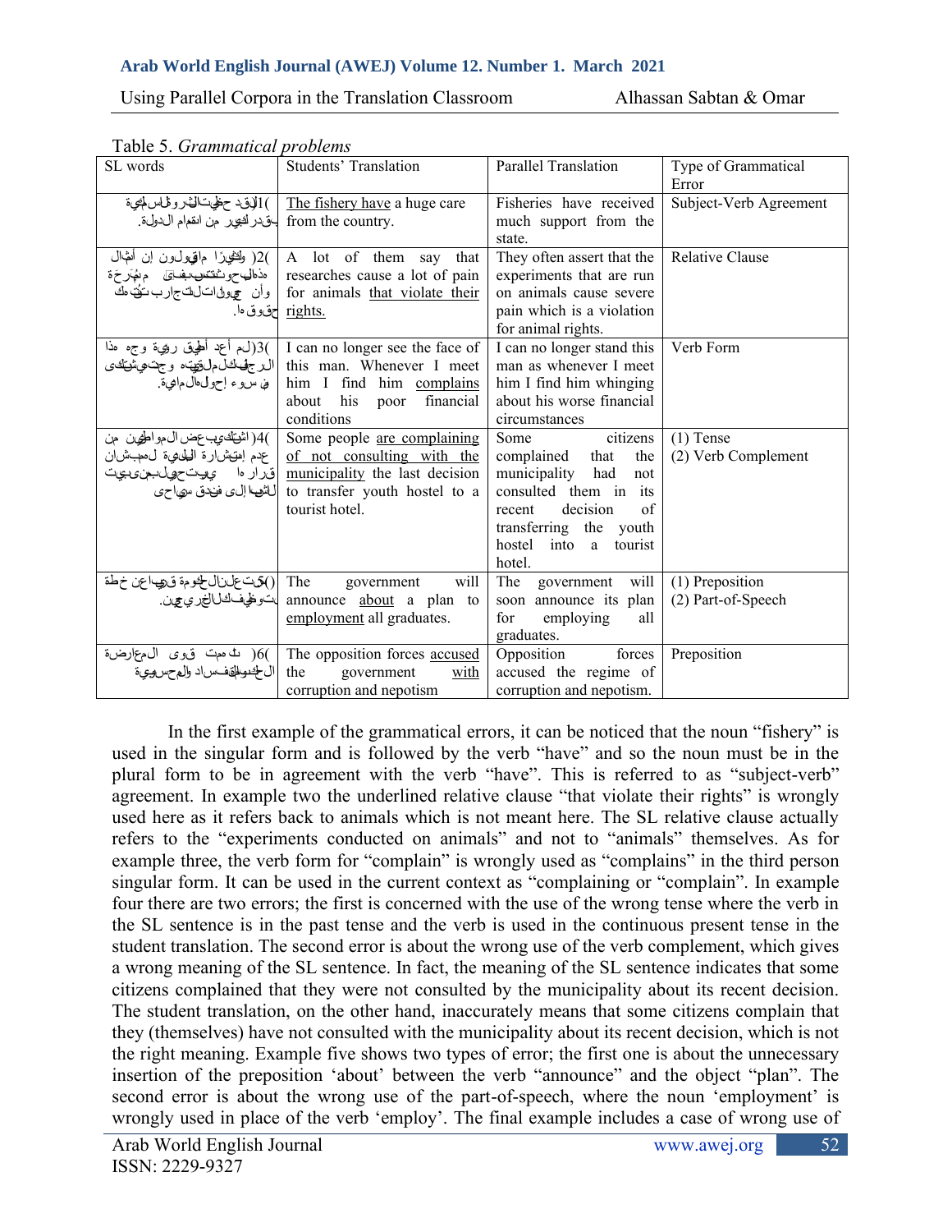Table 5. *Grammatical problems*

| SL words | Students' Translation | Parallel Translation | Type of Grammatical Error |
|---|---|---|---|
| 1) لقد حظيت الثروة السمكية بقدر كبير من اهتمام الدولة. | The fishery have a huge care from the country. | Fisheries have received much support from the state. | Subject-Verb Agreement |
| 2) وكثيرا ما يقولون إن أبحاث هذه البحوث تتسبب في آلام مبرحة وأن التجارب على الحيوانات تنتهك حقوقها. | A lot of them say that researches cause a lot of pain for animals that violate their rights. | They often assert that the experiments that are run on animals cause severe pain which is a violation for animal rights. | Relative Clause |
| 3) لم أعد أطيق رؤية وجه هذا الرجل فكلما لقيته وجدته يشتكي من سوء أحواله المادية. | I can no longer see the face of this man. Whenever I meet him I find him complains about his poor financial conditions | I can no longer stand this man as whenever I meet him I find him whinging about his worse financial circumstances | Verb Form |
| 4) اشتكى بعض المواطنين من عدم استشارة البلدية لهم بشأن قرارها الأخير بتحويل بيت الشباب إلى فندق سياحي | Some people are complaining of not consulting with the municipality the last decision to transfer youth hostel to a tourist hotel. | Some citizens complained that the municipality had not consulted them in its recent decision of transferring the youth hostel into a tourist hotel. | (1) Tense<br>(2) Verb Complement |
| 5) ستعلن الحكومة قريبا عن خطة لتوظيف كل الخريجين. | The government will announce about a plan to employment all graduates. | The government will soon announce its plan for employing all graduates. | (1) Preposition<br>(2) Part-of-Speech |
| 6) اتهمت قوى المعارضة الحكومة بالفساد والمحسوبية | The opposition forces accused the government with corruption and nepotism | Opposition forces accused the regime of corruption and nepotism. | Preposition |

In the first example of the grammatical errors, it can be noticed that the noun "fishery" is used in the singular form and is followed by the verb "have" and so the noun must be in the plural form to be in agreement with the verb "have". This is referred to as "subject-verb" agreement. In example two the underlined relative clause "that violate their rights" is wrongly used here as it refers back to animals which is not meant here. The SL relative clause actually refers to the "experiments conducted on animals" and not to "animals" themselves. As for example three, the verb form for "complain" is wrongly used as "complains" in the third person singular form. It can be used in the current context as "complaining or "complain". In example four there are two errors; the first is concerned with the use of the wrong tense where the verb in the SL sentence is in the past tense and the verb is used in the continuous present tense in the student translation. The second error is about the wrong use of the verb complement, which gives a wrong meaning of the SL sentence. In fact, the meaning of the SL sentence indicates that some citizens complained that they were not consulted by the municipality about its recent decision. The student translation, on the other hand, inaccurately means that some citizens complain that they (themselves) have not consulted with the municipality about its recent decision, which is not the right meaning. Example five shows two types of error; the first one is about the unnecessary insertion of the preposition 'about' between the verb "announce" and the object "plan". The second error is about the wrong use of the part-of-speech, where the noun 'employment' is wrongly used in place of the verb 'employ'. The final example includes a case of wrong use of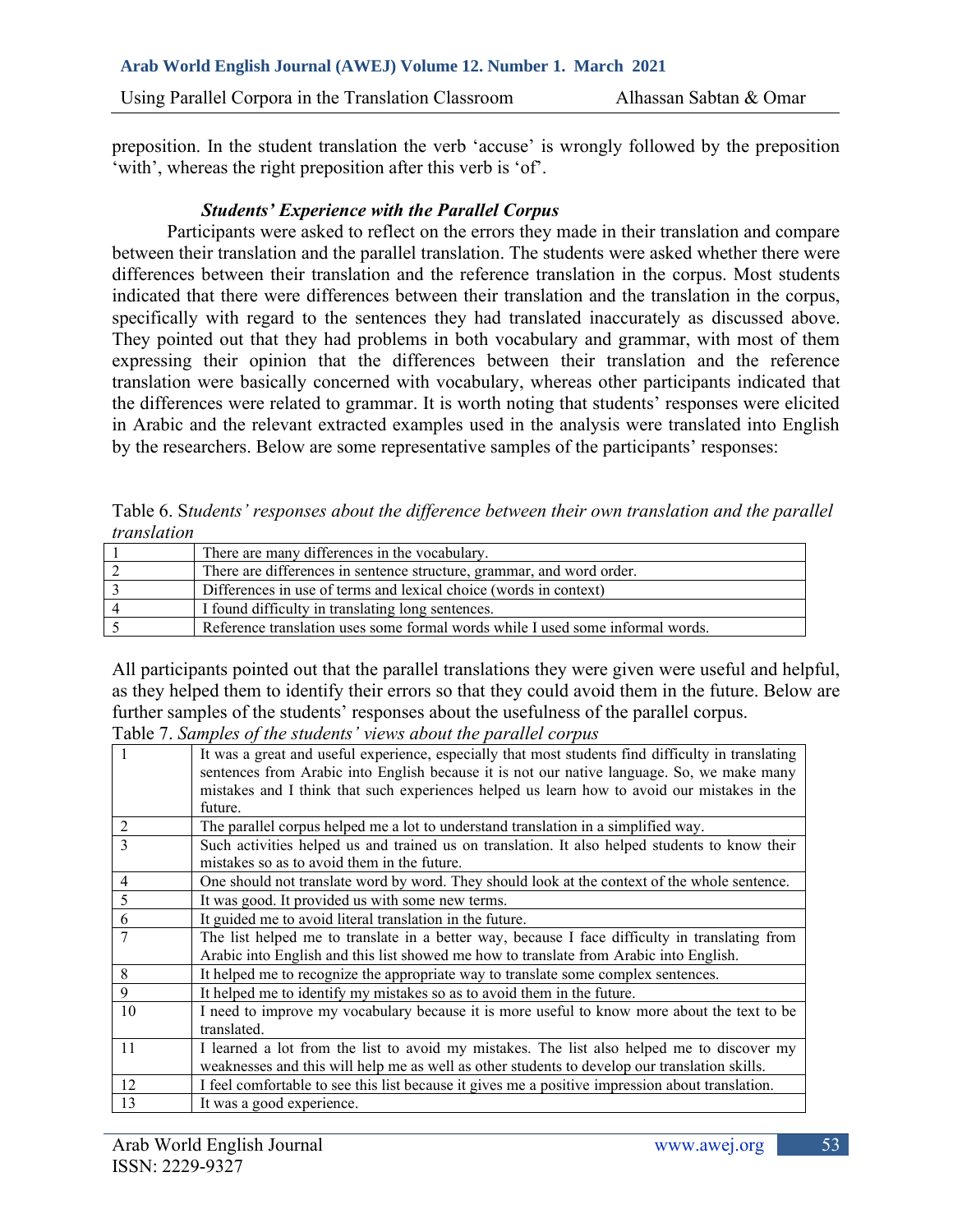preposition. In the student translation the verb 'accuse' is wrongly followed by the preposition 'with', whereas the right preposition after this verb is 'of'.

### *Students' Experience with the Parallel Corpus*

Participants were asked to reflect on the errors they made in their translation and compare between their translation and the parallel translation. The students were asked whether there were differences between their translation and the reference translation in the corpus. Most students indicated that there were differences between their translation and the translation in the corpus, specifically with regard to the sentences they had translated inaccurately as discussed above. They pointed out that they had problems in both vocabulary and grammar, with most of them expressing their opinion that the differences between their translation and the reference translation were basically concerned with vocabulary, whereas other participants indicated that the differences were related to grammar. It is worth noting that students' responses were elicited in Arabic and the relevant extracted examples used in the analysis were translated into English by the researchers. Below are some representative samples of the participants' responses:

Table 6. S*tudents' responses about the difference between their own translation and the parallel translation*

| | |
|---|---|
| 1 | There are many differences in the vocabulary. |
| 2 | There are differences in sentence structure, grammar, and word order. |
| 3 | Differences in use of terms and lexical choice (words in context) |
| 4 | I found difficulty in translating long sentences. |
| 5 | Reference translation uses some formal words while I used some informal words. |

All participants pointed out that the parallel translations they were given were useful and helpful, as they helped them to identify their errors so that they could avoid them in the future. Below are further samples of the students' responses about the usefulness of the parallel corpus.

Table 7. *Samples of the students' views about the parallel corpus*

| | |
|---|---|
| 1 | It was a great and useful experience, especially that most students find difficulty in translating sentences from Arabic into English because it is not our native language. So, we make many mistakes and I think that such experiences helped us learn how to avoid our mistakes in the future. |
| 2 | The parallel corpus helped me a lot to understand translation in a simplified way. |
| 3 | Such activities helped us and trained us on translation. It also helped students to know their mistakes so as to avoid them in the future. |
| 4 | One should not translate word by word. They should look at the context of the whole sentence. |
| 5 | It was good. It provided us with some new terms. |
| 6 | It guided me to avoid literal translation in the future. |
| 7 | The list helped me to translate in a better way, because I face difficulty in translating from Arabic into English and this list showed me how to translate from Arabic into English. |
| 8 | It helped me to recognize the appropriate way to translate some complex sentences. |
| 9 | It helped me to identify my mistakes so as to avoid them in the future. |
| 10 | I need to improve my vocabulary because it is more useful to know more about the text to be translated. |
| 11 | I learned a lot from the list to avoid my mistakes. The list also helped me to discover my weaknesses and this will help me as well as other students to develop our translation skills. |
| 12 | I feel comfortable to see this list because it gives me a positive impression about translation. |
| 13 | It was a good experience. |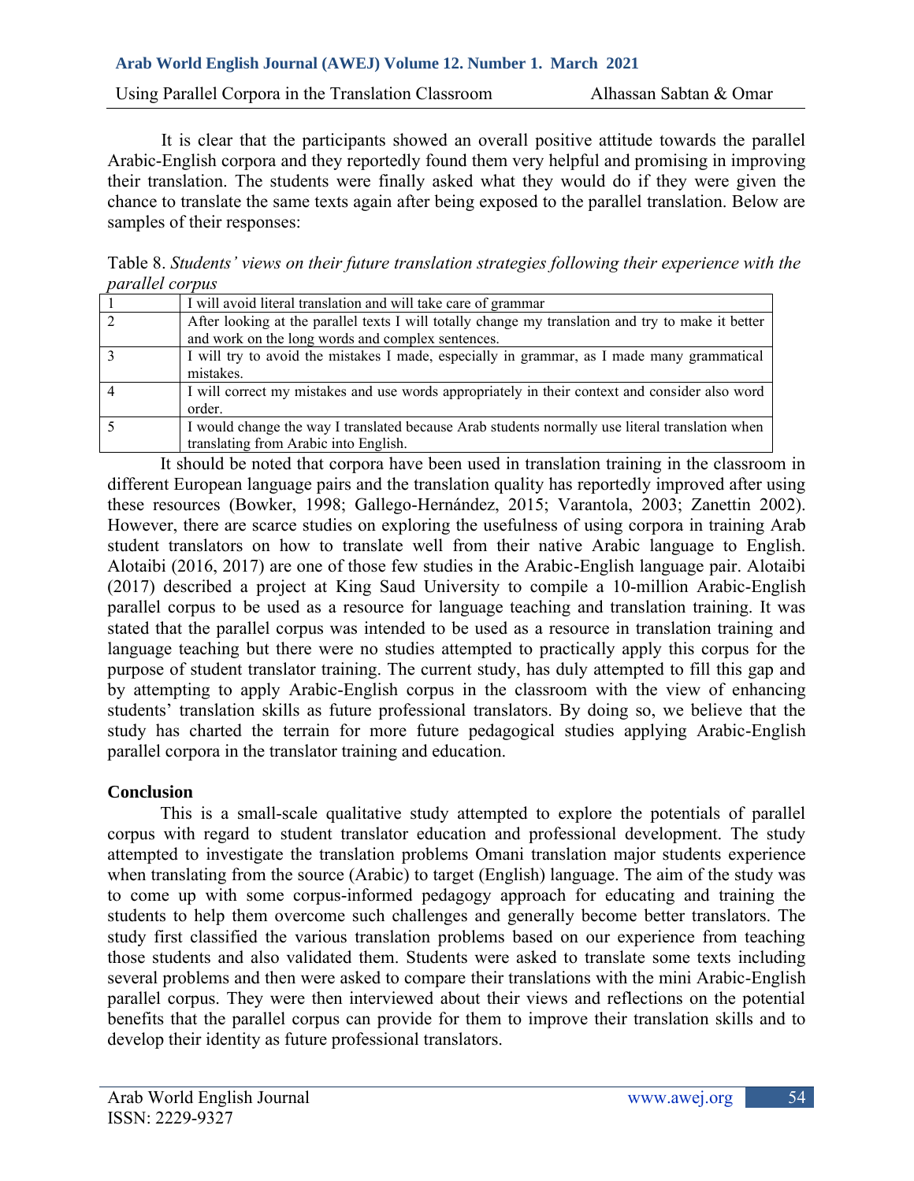It is clear that the participants showed an overall positive attitude towards the parallel Arabic-English corpora and they reportedly found them very helpful and promising in improving their translation. The students were finally asked what they would do if they were given the chance to translate the same texts again after being exposed to the parallel translation. Below are samples of their responses:

Table 8. *Students' views on their future translation strategies following their experience with the parallel corpus*

| | |
|---|---|
| 1 | I will avoid literal translation and will take care of grammar |
| 2 | After looking at the parallel texts I will totally change my translation and try to make it better and work on the long words and complex sentences. |
| 3 | I will try to avoid the mistakes I made, especially in grammar, as I made many grammatical mistakes. |
| 4 | I will correct my mistakes and use words appropriately in their context and consider also word order. |
| 5 | I would change the way I translated because Arab students normally use literal translation when translating from Arabic into English. |

It should be noted that corpora have been used in translation training in the classroom in different European language pairs and the translation quality has reportedly improved after using these resources (Bowker, 1998; Gallego-Hernández, 2015; Varantola, 2003; Zanettin 2002). However, there are scarce studies on exploring the usefulness of using corpora in training Arab student translators on how to translate well from their native Arabic language to English. Alotaibi (2016, 2017) are one of those few studies in the Arabic-English language pair. Alotaibi (2017) described a project at King Saud University to compile a 10-million Arabic-English parallel corpus to be used as a resource for language teaching and translation training. It was stated that the parallel corpus was intended to be used as a resource in translation training and language teaching but there were no studies attempted to practically apply this corpus for the purpose of student translator training. The current study, has duly attempted to fill this gap and by attempting to apply Arabic-English corpus in the classroom with the view of enhancing students' translation skills as future professional translators. By doing so, we believe that the study has charted the terrain for more future pedagogical studies applying Arabic-English parallel corpora in the translator training and education.

## Conclusion

This is a small-scale qualitative study attempted to explore the potentials of parallel corpus with regard to student translator education and professional development. The study attempted to investigate the translation problems Omani translation major students experience when translating from the source (Arabic) to target (English) language. The aim of the study was to come up with some corpus-informed pedagogy approach for educating and training the students to help them overcome such challenges and generally become better translators. The study first classified the various translation problems based on our experience from teaching those students and also validated them. Students were asked to translate some texts including several problems and then were asked to compare their translations with the mini Arabic-English parallel corpus. They were then interviewed about their views and reflections on the potential benefits that the parallel corpus can provide for them to improve their translation skills and to develop their identity as future professional translators.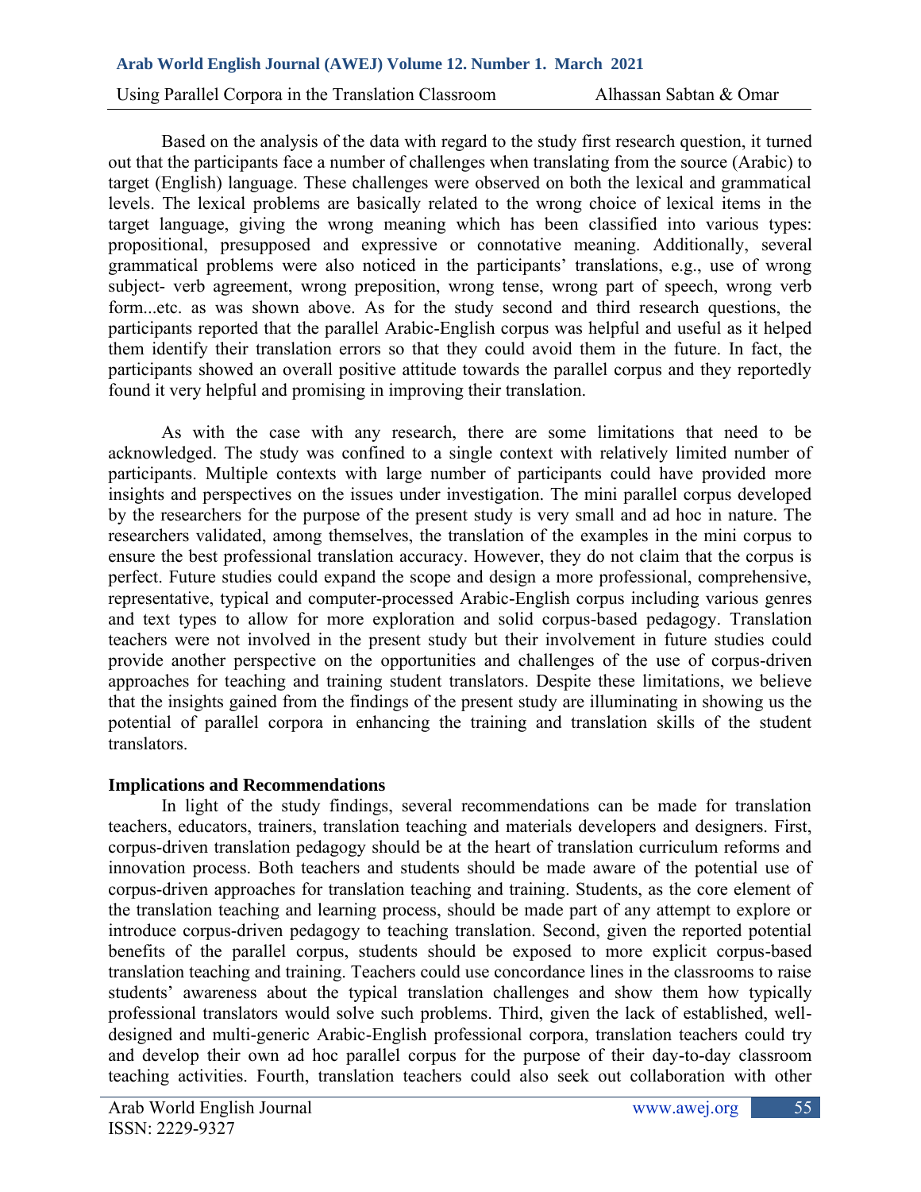Based on the analysis of the data with regard to the study first research question, it turned out that the participants face a number of challenges when translating from the source (Arabic) to target (English) language. These challenges were observed on both the lexical and grammatical levels. The lexical problems are basically related to the wrong choice of lexical items in the target language, giving the wrong meaning which has been classified into various types: propositional, presupposed and expressive or connotative meaning. Additionally, several grammatical problems were also noticed in the participants' translations, e.g., use of wrong subject- verb agreement, wrong preposition, wrong tense, wrong part of speech, wrong verb form...etc. as was shown above. As for the study second and third research questions, the participants reported that the parallel Arabic-English corpus was helpful and useful as it helped them identify their translation errors so that they could avoid them in the future. In fact, the participants showed an overall positive attitude towards the parallel corpus and they reportedly found it very helpful and promising in improving their translation.

As with the case with any research, there are some limitations that need to be acknowledged. The study was confined to a single context with relatively limited number of participants. Multiple contexts with large number of participants could have provided more insights and perspectives on the issues under investigation. The mini parallel corpus developed by the researchers for the purpose of the present study is very small and ad hoc in nature. The researchers validated, among themselves, the translation of the examples in the mini corpus to ensure the best professional translation accuracy. However, they do not claim that the corpus is perfect. Future studies could expand the scope and design a more professional, comprehensive, representative, typical and computer-processed Arabic-English corpus including various genres and text types to allow for more exploration and solid corpus-based pedagogy. Translation teachers were not involved in the present study but their involvement in future studies could provide another perspective on the opportunities and challenges of the use of corpus-driven approaches for teaching and training student translators. Despite these limitations, we believe that the insights gained from the findings of the present study are illuminating in showing us the potential of parallel corpora in enhancing the training and translation skills of the student translators.

## Implications and Recommendations

In light of the study findings, several recommendations can be made for translation teachers, educators, trainers, translation teaching and materials developers and designers. First, corpus-driven translation pedagogy should be at the heart of translation curriculum reforms and innovation process. Both teachers and students should be made aware of the potential use of corpus-driven approaches for translation teaching and training. Students, as the core element of the translation teaching and learning process, should be made part of any attempt to explore or introduce corpus-driven pedagogy to teaching translation. Second, given the reported potential benefits of the parallel corpus, students should be exposed to more explicit corpus-based translation teaching and training. Teachers could use concordance lines in the classrooms to raise students' awareness about the typical translation challenges and show them how typically professional translators would solve such problems. Third, given the lack of established, well-designed and multi-generic Arabic-English professional corpora, translation teachers could try and develop their own ad hoc parallel corpus for the purpose of their day-to-day classroom teaching activities. Fourth, translation teachers could also seek out collaboration with other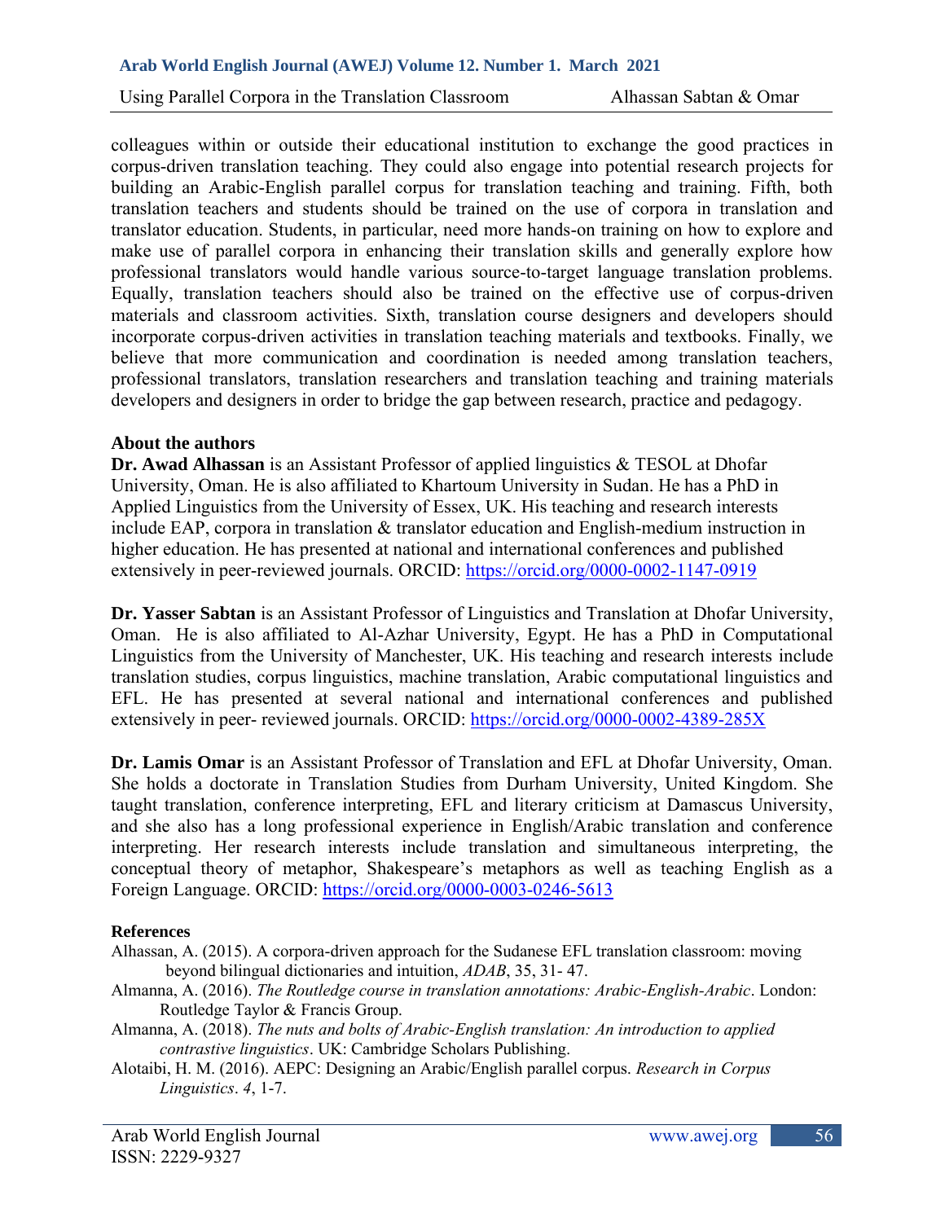colleagues within or outside their educational institution to exchange the good practices in corpus-driven translation teaching. They could also engage into potential research projects for building an Arabic-English parallel corpus for translation teaching and training. Fifth, both translation teachers and students should be trained on the use of corpora in translation and translator education. Students, in particular, need more hands-on training on how to explore and make use of parallel corpora in enhancing their translation skills and generally explore how professional translators would handle various source-to-target language translation problems. Equally, translation teachers should also be trained on the effective use of corpus-driven materials and classroom activities. Sixth, translation course designers and developers should incorporate corpus-driven activities in translation teaching materials and textbooks. Finally, we believe that more communication and coordination is needed among translation teachers, professional translators, translation researchers and translation teaching and training materials developers and designers in order to bridge the gap between research, practice and pedagogy.

**About the authors**

**Dr. Awad Alhassan** is an Assistant Professor of applied linguistics & TESOL at Dhofar University, Oman. He is also affiliated to Khartoum University in Sudan. He has a PhD in Applied Linguistics from the University of Essex, UK. His teaching and research interests include EAP, corpora in translation & translator education and English-medium instruction in higher education. He has presented at national and international conferences and published extensively in peer-reviewed journals. ORCID: https://orcid.org/0000-0002-1147-0919

**Dr. Yasser Sabtan** is an Assistant Professor of Linguistics and Translation at Dhofar University, Oman. He is also affiliated to Al-Azhar University, Egypt. He has a PhD in Computational Linguistics from the University of Manchester, UK. His teaching and research interests include translation studies, corpus linguistics, machine translation, Arabic computational linguistics and EFL. He has presented at several national and international conferences and published extensively in peer- reviewed journals. ORCID: https://orcid.org/0000-0002-4389-285X

**Dr. Lamis Omar** is an Assistant Professor of Translation and EFL at Dhofar University, Oman. She holds a doctorate in Translation Studies from Durham University, United Kingdom. She taught translation, conference interpreting, EFL and literary criticism at Damascus University, and she also has a long professional experience in English/Arabic translation and conference interpreting. Her research interests include translation and simultaneous interpreting, the conceptual theory of metaphor, Shakespeare's metaphors as well as teaching English as a Foreign Language. ORCID: https://orcid.org/0000-0003-0246-5613

**References**

Alhassan, A. (2015). A corpora-driven approach for the Sudanese EFL translation classroom: moving beyond bilingual dictionaries and intuition, *ADAB*, 35, 31- 47.

Almanna, A. (2016). *The Routledge course in translation annotations: Arabic-English-Arabic*. London: Routledge Taylor & Francis Group.

Almanna, A. (2018). *The nuts and bolts of Arabic-English translation: An introduction to applied contrastive linguistics*. UK: Cambridge Scholars Publishing.

Alotaibi, H. M. (2016). AEPC: Designing an Arabic/English parallel corpus. *Research in Corpus Linguistics*. *4*, 1-7.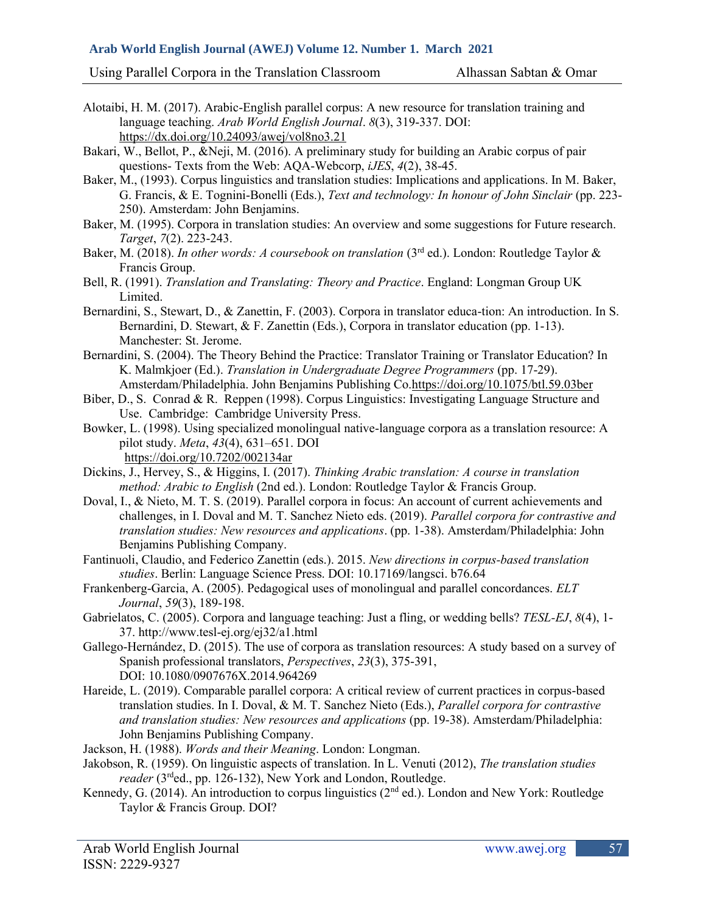Alotaibi, H. M. (2017). Arabic-English parallel corpus: A new resource for translation training and language teaching. *Arab World English Journal*. *8*(3), 319-337. DOI: https://dx.doi.org/10.24093/awej/vol8no3.21

Bakari, W., Bellot, P., &Neji, M. (2016). A preliminary study for building an Arabic corpus of pair questions- Texts from the Web: AQA-Webcorp, *iJES*, *4*(2), 38-45.

Baker, M., (1993). Corpus linguistics and translation studies: Implications and applications. In M. Baker, G. Francis, & E. Tognini-Bonelli (Eds.), *Text and technology: In honour of John Sinclair* (pp. 223-250). Amsterdam: John Benjamins.

Baker, M. (1995). Corpora in translation studies: An overview and some suggestions for Future research. *Target*, *7*(2). 223-243.

Baker, M. (2018). *In other words: A coursebook on translation* (3rd ed.). London: Routledge Taylor & Francis Group.

Bell, R. (1991). *Translation and Translating: Theory and Practice*. England: Longman Group UK Limited.

Bernardini, S., Stewart, D., & Zanettin, F. (2003). Corpora in translator educa-tion: An introduction. In S. Bernardini, D. Stewart, & F. Zanettin (Eds.), Corpora in translator education (pp. 1-13). Manchester: St. Jerome.

Bernardini, S. (2004). The Theory Behind the Practice: Translator Training or Translator Education? In K. Malmkjoer (Ed.). *Translation in Undergraduate Degree Programmers* (pp. 17-29). Amsterdam/Philadelphia. John Benjamins Publishing Co.https://doi.org/10.1075/btl.59.03ber

Biber, D., S. Conrad & R. Reppen (1998). Corpus Linguistics: Investigating Language Structure and Use. Cambridge: Cambridge University Press.

Bowker, L. (1998). Using specialized monolingual native-language corpora as a translation resource: A pilot study. *Meta*, *43*(4), 631–651. DOI https://doi.org/10.7202/002134ar

Dickins, J., Hervey, S., & Higgins, I. (2017). *Thinking Arabic translation: A course in translation method: Arabic to English* (2nd ed.). London: Routledge Taylor & Francis Group.

Doval, I., & Nieto, M. T. S. (2019). Parallel corpora in focus: An account of current achievements and challenges, in I. Doval and M. T. Sanchez Nieto eds. (2019). *Parallel corpora for contrastive and translation studies: New resources and applications*. (pp. 1-38). Amsterdam/Philadelphia: John Benjamins Publishing Company.

Fantinuoli, Claudio, and Federico Zanettin (eds.). 2015. *New directions in corpus-based translation studies*. Berlin: Language Science Press. DOI: 10.17169/langsci. b76.64

Frankenberg-Garcia, A. (2005). Pedagogical uses of monolingual and parallel concordances. *ELT Journal*, *59*(3), 189-198.

Gabrielatos, C. (2005). Corpora and language teaching: Just a fling, or wedding bells? *TESL-EJ*, *8*(4), 1-37. http://www.tesl-ej.org/ej32/a1.html

Gallego-Hernández, D. (2015). The use of corpora as translation resources: A study based on a survey of Spanish professional translators, *Perspectives*, *23*(3), 375-391, DOI: 10.1080/0907676X.2014.964269

Hareide, L. (2019). Comparable parallel corpora: A critical review of current practices in corpus-based translation studies. In I. Doval, & M. T. Sanchez Nieto (Eds.), *Parallel corpora for contrastive and translation studies: New resources and applications* (pp. 19-38). Amsterdam/Philadelphia: John Benjamins Publishing Company.

Jackson, H. (1988). *Words and their Meaning*. London: Longman.

Jakobson, R. (1959). On linguistic aspects of translation. In L. Venuti (2012), *The translation studies reader* (3rded., pp. 126-132), New York and London, Routledge.

Kennedy, G. (2014). An introduction to corpus linguistics (2nd ed.). London and New York: Routledge Taylor & Francis Group. DOI?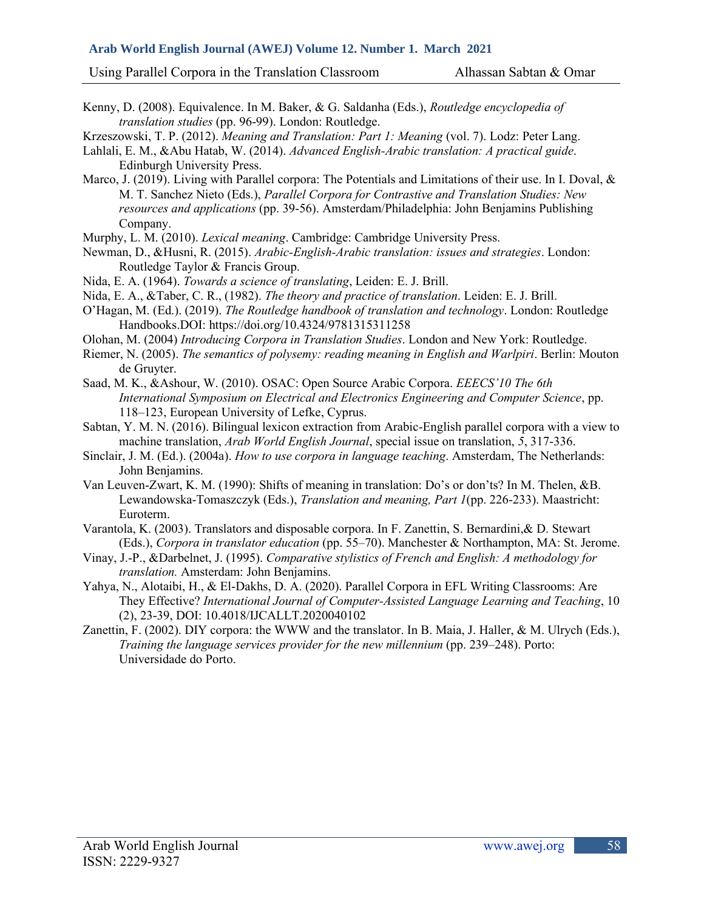Kenny, D. (2008). Equivalence. In M. Baker, & G. Saldanha (Eds.), *Routledge encyclopedia of translation studies* (pp. 96-99). London: Routledge.

Krzeszowski, T. P. (2012). *Meaning and Translation: Part 1: Meaning* (vol. 7). Lodz: Peter Lang.

Lahlali, E. M., &Abu Hatab, W. (2014). *Advanced English-Arabic translation: A practical guide*. Edinburgh University Press.

Marco, J. (2019). Living with Parallel corpora: The Potentials and Limitations of their use. In I. Doval, & M. T. Sanchez Nieto (Eds.), *Parallel Corpora for Contrastive and Translation Studies: New resources and applications* (pp. 39-56). Amsterdam/Philadelphia: John Benjamins Publishing Company.

Murphy, L. M. (2010). *Lexical meaning*. Cambridge: Cambridge University Press.

Newman, D., &Husni, R. (2015). *Arabic-English-Arabic translation: issues and strategies*. London: Routledge Taylor & Francis Group.

Nida, E. A. (1964). *Towards a science of translating*, Leiden: E. J. Brill.

Nida, E. A., &Taber, C. R., (1982). *The theory and practice of translation*. Leiden: E. J. Brill.

O'Hagan, M. (Ed.). (2019). *The Routledge handbook of translation and technology*. London: Routledge Handbooks.DOI: https://doi.org/10.4324/9781315311258

Olohan, M. (2004) *Introducing Corpora in Translation Studies*. London and New York: Routledge.

Riemer, N. (2005). *The semantics of polysemy: reading meaning in English and Warlpiri*. Berlin: Mouton de Gruyter.

Saad, M. K., &Ashour, W. (2010). OSAC: Open Source Arabic Corpora. *EEECS'10 The 6th International Symposium on Electrical and Electronics Engineering and Computer Science*, pp. 118–123, European University of Lefke, Cyprus.

Sabtan, Y. M. N. (2016). Bilingual lexicon extraction from Arabic-English parallel corpora with a view to machine translation, *Arab World English Journal*, special issue on translation, *5*, 317-336.

Sinclair, J. M. (Ed.). (2004a). *How to use corpora in language teaching*. Amsterdam, The Netherlands: John Benjamins.

Van Leuven-Zwart, K. M. (1990): Shifts of meaning in translation: Do's or don'ts? In M. Thelen, &B. Lewandowska-Tomaszczyk (Eds.), *Translation and meaning, Part 1*(pp. 226-233). Maastricht: Euroterm.

Varantola, K. (2003). Translators and disposable corpora. In F. Zanettin, S. Bernardini,& D. Stewart (Eds.), *Corpora in translator education* (pp. 55–70). Manchester & Northampton, MA: St. Jerome.

Vinay, J.-P., &Darbelnet, J. (1995). *Comparative stylistics of French and English: A methodology for translation.* Amsterdam: John Benjamins.

Yahya, N., Alotaibi, H., & El-Dakhs, D. A. (2020). Parallel Corpora in EFL Writing Classrooms: Are They Effective? *International Journal of Computer-Assisted Language Learning and Teaching*, 10 (2), 23-39, DOI: 10.4018/IJCALLT.2020040102

Zanettin, F. (2002). DIY corpora: the WWW and the translator. In B. Maia, J. Haller, & M. Ulrych (Eds.), *Training the language services provider for the new millennium* (pp. 239–248). Porto: Universidade do Porto.